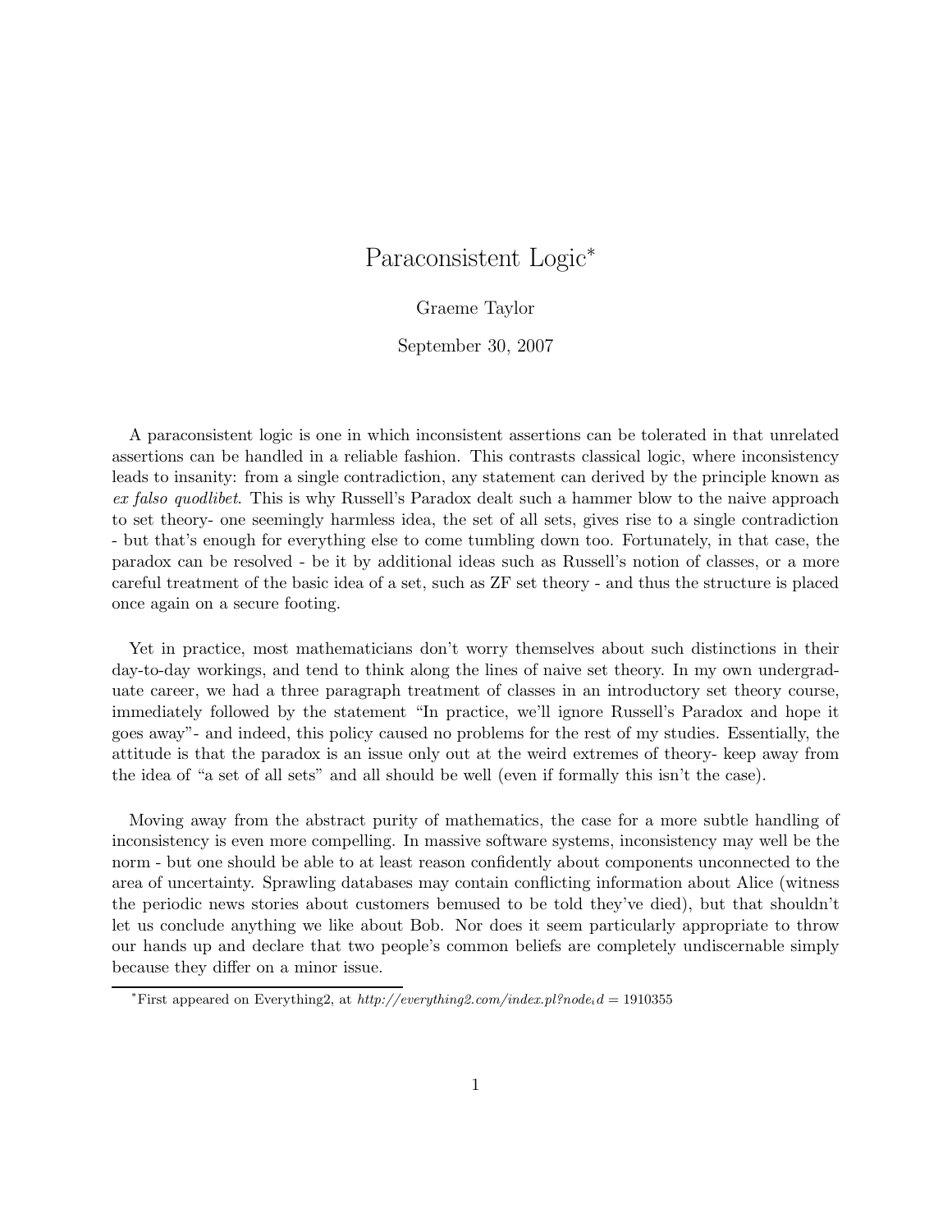# Paraconsistent Logic[*]

Graeme Taylor

September 30, 2007

A paraconsistent logic is one in which inconsistent assertions can be tolerated in that unrelated assertions can be handled in a reliable fashion. This contrasts classical logic, where inconsistency leads to insanity: from a single contradiction, any statement can derived by the principle known as *ex falso quodlibet*. This is why Russell's Paradox dealt such a hammer blow to the naive approach to set theory- one seemingly harmless idea, the set of all sets, gives rise to a single contradiction - but that's enough for everything else to come tumbling down too. Fortunately, in that case, the paradox can be resolved - be it by additional ideas such as Russell's notion of classes, or a more careful treatment of the basic idea of a set, such as ZF set theory - and thus the structure is placed once again on a secure footing.

Yet in practice, most mathematicians don't worry themselves about such distinctions in their day-to-day workings, and tend to think along the lines of naive set theory. In my own undergraduate career, we had a three paragraph treatment of classes in an introductory set theory course, immediately followed by the statement "In practice, we'll ignore Russell's Paradox and hope it goes away"- and indeed, this policy caused no problems for the rest of my studies. Essentially, the attitude is that the paradox is an issue only out at the weird extremes of theory- keep away from the idea of "a set of all sets" and all should be well (even if formally this isn't the case).

Moving away from the abstract purity of mathematics, the case for a more subtle handling of inconsistency is even more compelling. In massive software systems, inconsistency may well be the norm - but one should be able to at least reason confidently about components unconnected to the area of uncertainty. Sprawling databases may contain conflicting information about Alice (witness the periodic news stories about customers bemused to be told they've died), but that shouldn't let us conclude anything we like about Bob. Nor does it seem particularly appropriate to throw our hands up and declare that two people's common beliefs are completely undiscernable simply because they differ on a minor issue.

[*] First appeared on Everything2, at *http://everything2.com/index.pl?node_id = 1910355*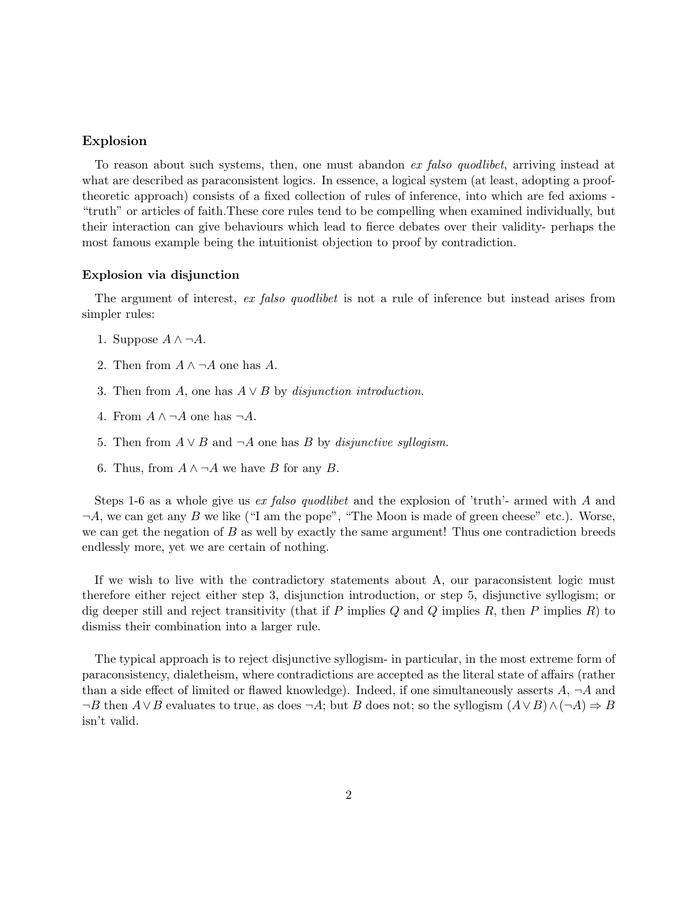## Explosion

To reason about such systems, then, one must abandon *ex falso quodlibet*, arriving instead at what are described as paraconsistent logics. In essence, a logical system (at least, adopting a proof-theoretic approach) consists of a fixed collection of rules of inference, into which are fed axioms - "truth" or articles of faith.These core rules tend to be compelling when examined individually, but their interaction can give behaviours which lead to fierce debates over their validity- perhaps the most famous example being the intuitionist objection to proof by contradiction.

### Explosion via disjunction

The argument of interest, *ex falso quodlibet* is not a rule of inference but instead arises from simpler rules:

1. Suppose $A \wedge \neg A$.
2. Then from $A \wedge \neg A$ one has $A$.
3. Then from $A$, one has $A \vee B$ by *disjunction introduction*.
4. From $A \wedge \neg A$ one has $\neg A$.
5. Then from $A \vee B$ and $\neg A$ one has $B$ by *disjunctive syllogism*.
6. Thus, from $A \wedge \neg A$ we have $B$ for any $B$.

Steps 1-6 as a whole give us *ex falso quodlibet* and the explosion of 'truth'- armed with $A$ and $\neg A$, we can get any $B$ we like ("I am the pope", "The Moon is made of green cheese" etc.). Worse, we can get the negation of $B$ as well by exactly the same argument! Thus one contradiction breeds endlessly more, yet we are certain of nothing.

If we wish to live with the contradictory statements about A, our paraconsistent logic must therefore either reject either step 3, disjunction introduction, or step 5, disjunctive syllogism; or dig deeper still and reject transitivity (that if $P$ implies $Q$ and $Q$ implies $R$, then $P$ implies $R$) to dismiss their combination into a larger rule.

The typical approach is to reject disjunctive syllogism- in particular, in the most extreme form of paraconsistency, dialetheism, where contradictions are accepted as the literal state of affairs (rather than a side effect of limited or flawed knowledge). Indeed, if one simultaneously asserts $A$, $\neg A$ and $\neg B$ then $A \vee B$ evaluates to true, as does $\neg A$; but $B$ does not; so the syllogism $(A \vee B) \wedge (\neg A) \Rightarrow B$ isn't valid.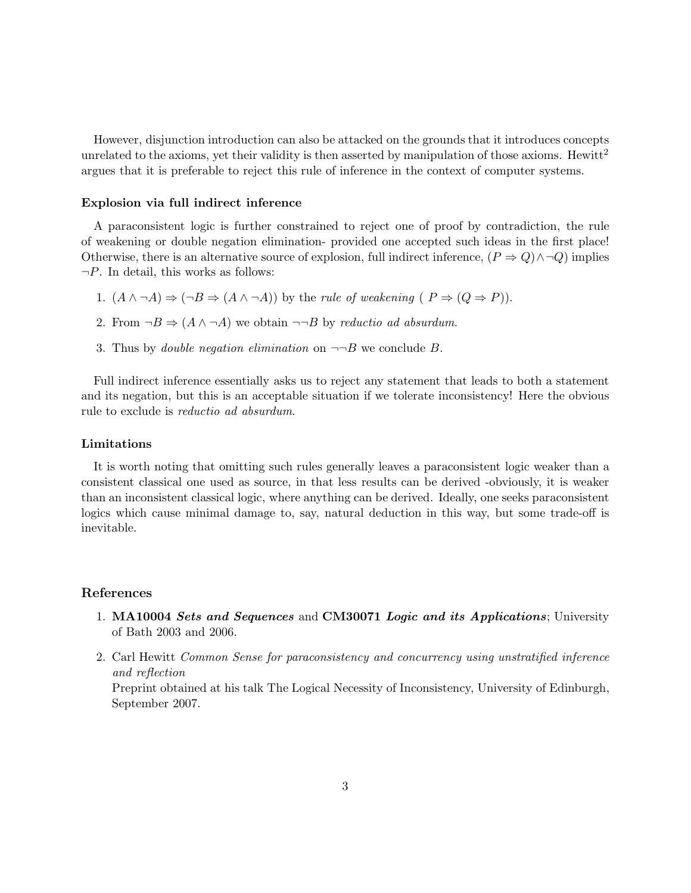However, disjunction introduction can also be attacked on the grounds that it introduces concepts unrelated to the axioms, yet their validity is then asserted by manipulation of those axioms. Hewitt[2] argues that it is preferable to reject this rule of inference in the context of computer systems.

### Explosion via full indirect inference

A paraconsistent logic is further constrained to reject one of proof by contradiction, the rule of weakening or double negation elimination- provided one accepted such ideas in the first place! Otherwise, there is an alternative source of explosion, full indirect inference, $(P \Rightarrow Q) \wedge \neg Q)$ implies $\neg P$. In detail, this works as follows:

1. $(A \wedge \neg A) \Rightarrow (\neg B \Rightarrow (A \wedge \neg A))$ by the *rule of weakening* ( $P \Rightarrow (Q \Rightarrow P)$).
2. From $\neg B \Rightarrow (A \wedge \neg A)$ we obtain $\neg\neg B$ by *reductio ad absurdum*.
3. Thus by *double negation elimination* on $\neg\neg B$ we conclude $B$.

Full indirect inference essentially asks us to reject any statement that leads to both a statement and its negation, but this is an acceptable situation if we tolerate inconsistency! Here the obvious rule to exclude is *reductio ad absurdum*.

### Limitations

It is worth noting that omitting such rules generally leaves a paraconsistent logic weaker than a consistent classical one used as source, in that less results can be derived -obviously, it is weaker than an inconsistent classical logic, where anything can be derived. Ideally, one seeks paraconsistent logics which cause minimal damage to, say, natural deduction in this way, but some trade-off is inevitable.

## References

1. **MA10004** ***Sets and Sequences*** and **CM30071** ***Logic and its Applications***; University of Bath 2003 and 2006.
2. Carl Hewitt *Common Sense for paraconsistency and concurrency using unstratified inference and reflection*
   Preprint obtained at his talk The Logical Necessity of Inconsistency, University of Edinburgh, September 2007.